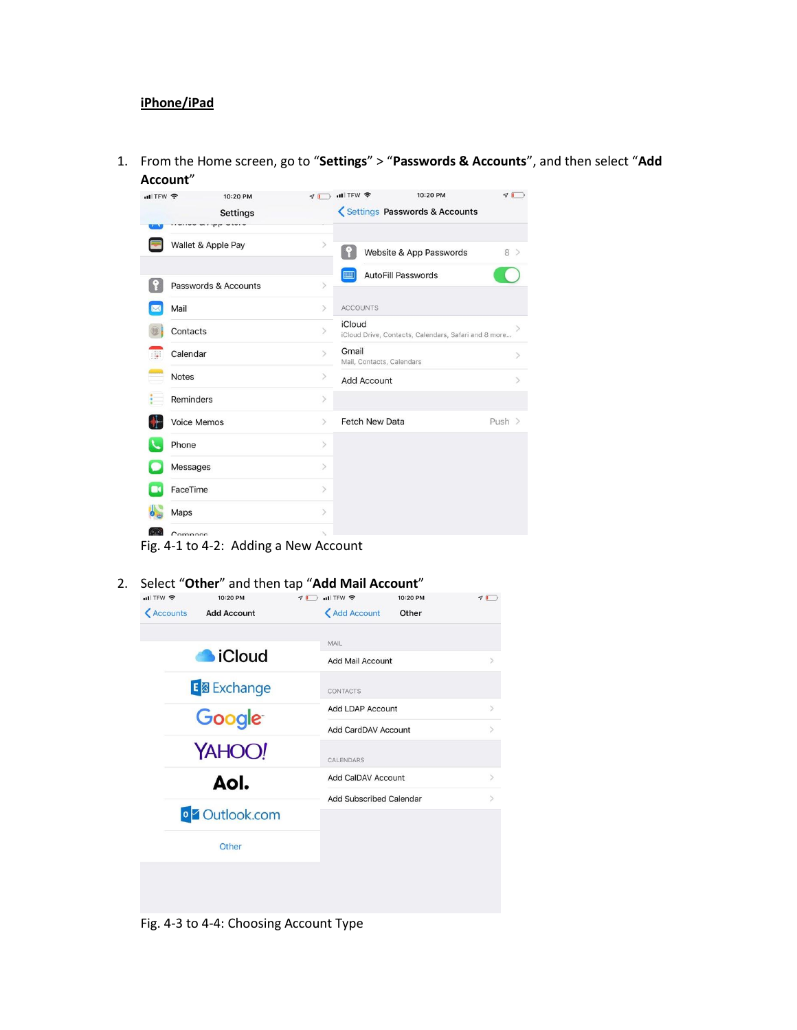**iPhone/iPad**

1. From the Home screen, go to "**Settings**" > "**Passwords & Accounts**", and then select "**Add Account**"

Fig. 4-1 to 4-2: Adding a New Account

2. Select "**Other**" and then tap "**Add Mail Account**"

Fig. 4-3 to 4-4: Choosing Account Type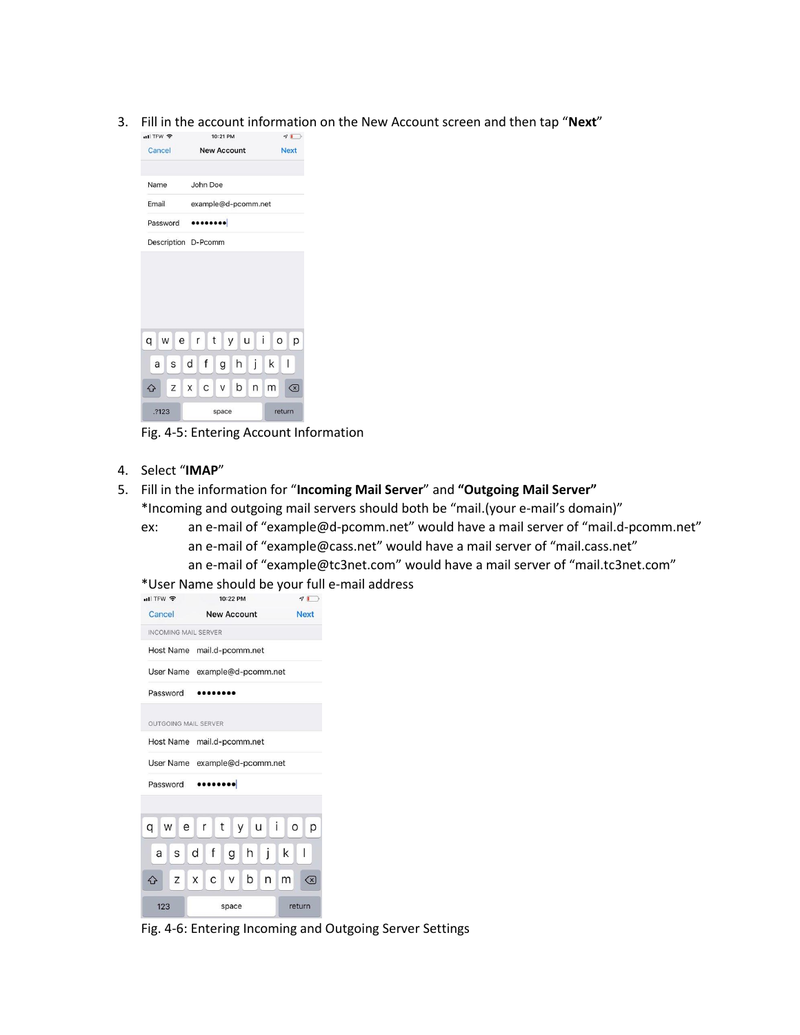3. Fill in the account information on the New Account screen and then tap "**Next**"

Fig. 4-5: Entering Account Information

4. Select "**IMAP**"
5. Fill in the information for "**Incoming Mail Server**" and **"Outgoing Mail Server"**

   *Incoming and outgoing mail servers should both be "mail.(your e-mail's domain)"

   ex: an e-mail of "example@d-pcomm.net" would have a mail server of "mail.d-pcomm.net"
   an e-mail of "example@cass.net" would have a mail server of "mail.cass.net"
   an e-mail of "example@tc3net.com" would have a mail server of "mail.tc3net.com"

*User Name should be your full e-mail address

Fig. 4-6: Entering Incoming and Outgoing Server Settings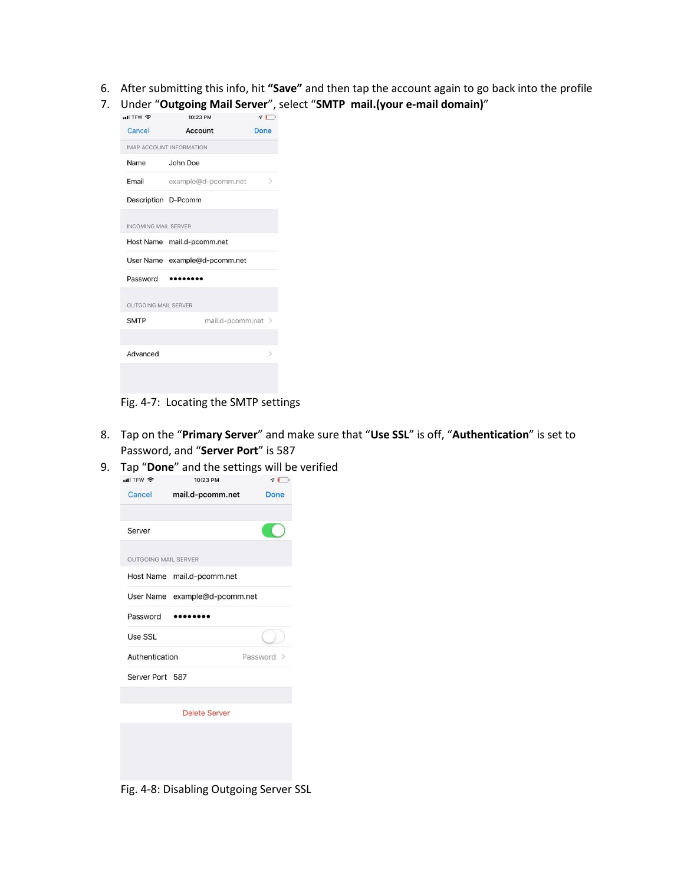6. After submitting this info, hit **"Save"** and then tap the account again to go back into the profile
7. Under "**Outgoing Mail Server**", select "**SMTP mail.(your e-mail domain)**"

Fig. 4-7: Locating the SMTP settings

8. Tap on the "**Primary Server**" and make sure that "**Use SSL**" is off, "**Authentication**" is set to Password, and "**Server Port**" is 587
9. Tap "**Done**" and the settings will be verified

Fig. 4-8: Disabling Outgoing Server SSL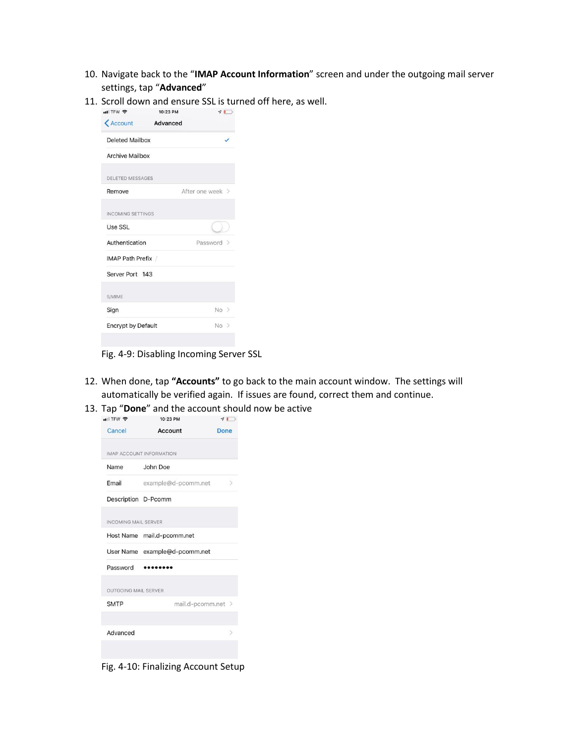10. Navigate back to the "**IMAP Account Information**" screen and under the outgoing mail server settings, tap "**Advanced**"
11. Scroll down and ensure SSL is turned off here, as well.

Fig. 4-9: Disabling Incoming Server SSL

12. When done, tap **"Accounts"** to go back to the main account window. The settings will automatically be verified again. If issues are found, correct them and continue.
13. Tap "**Done**" and the account should now be active

Fig. 4-10: Finalizing Account Setup